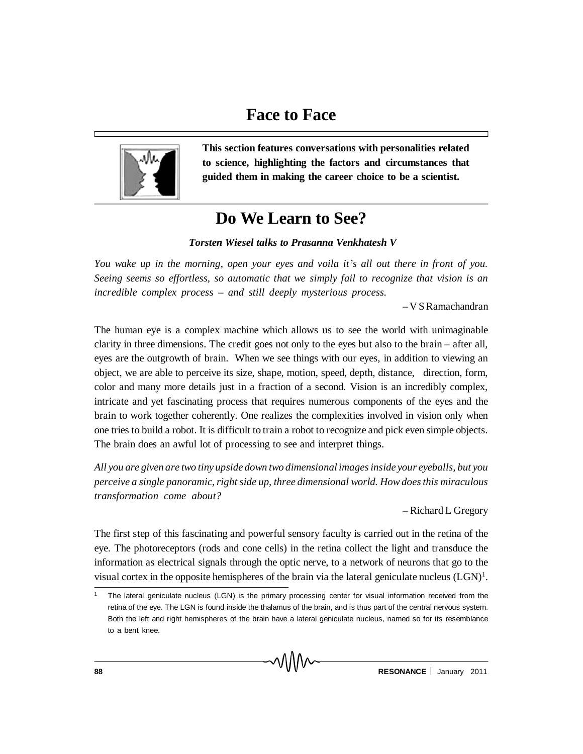# Face to Face

**This section features conversations with personalities related to science, highlighting the factors and circumstances that guided them in making the career choice to be a scientist.**

## Do We Learn to See?

***Torsten Wiesel talks to Prasanna Venkhatesh V***

*You wake up in the morning, open your eyes and voila it's all out there in front of you. Seeing seems so effortless, so automatic that we simply fail to recognize that vision is an incredible complex process – and still deeply mysterious process.*

– V S Ramachandran

The human eye is a complex machine which allows us to see the world with unimaginable clarity in three dimensions. The credit goes not only to the eyes but also to the brain – after all, eyes are the outgrowth of brain. When we see things with our eyes, in addition to viewing an object, we are able to perceive its size, shape, motion, speed, depth, distance, direction, form, color and many more details just in a fraction of a second. Vision is an incredibly complex, intricate and yet fascinating process that requires numerous components of the eyes and the brain to work together coherently. One realizes the complexities involved in vision only when one tries to build a robot. It is difficult to train a robot to recognize and pick even simple objects. The brain does an awful lot of processing to see and interpret things.

*All you are given are two tiny upside down two dimensional images inside your eyeballs, but you perceive a single panoramic, right side up, three dimensional world. How does this miraculous transformation come about?*

– Richard L Gregory

The first step of this fascinating and powerful sensory faculty is carried out in the retina of the eye. The photoreceptors (rods and cone cells) in the retina collect the light and transduce the information as electrical signals through the optic nerve, to a network of neurons that go to the visual cortex in the opposite hemispheres of the brain via the lateral geniculate nucleus (LGN)[1].

---

[1] The lateral geniculate nucleus (LGN) is the primary processing center for visual information received from the retina of the eye. The LGN is found inside the thalamus of the brain, and is thus part of the central nervous system. Both the left and right hemispheres of the brain have a lateral geniculate nucleus, named so for its resemblance to a bent knee.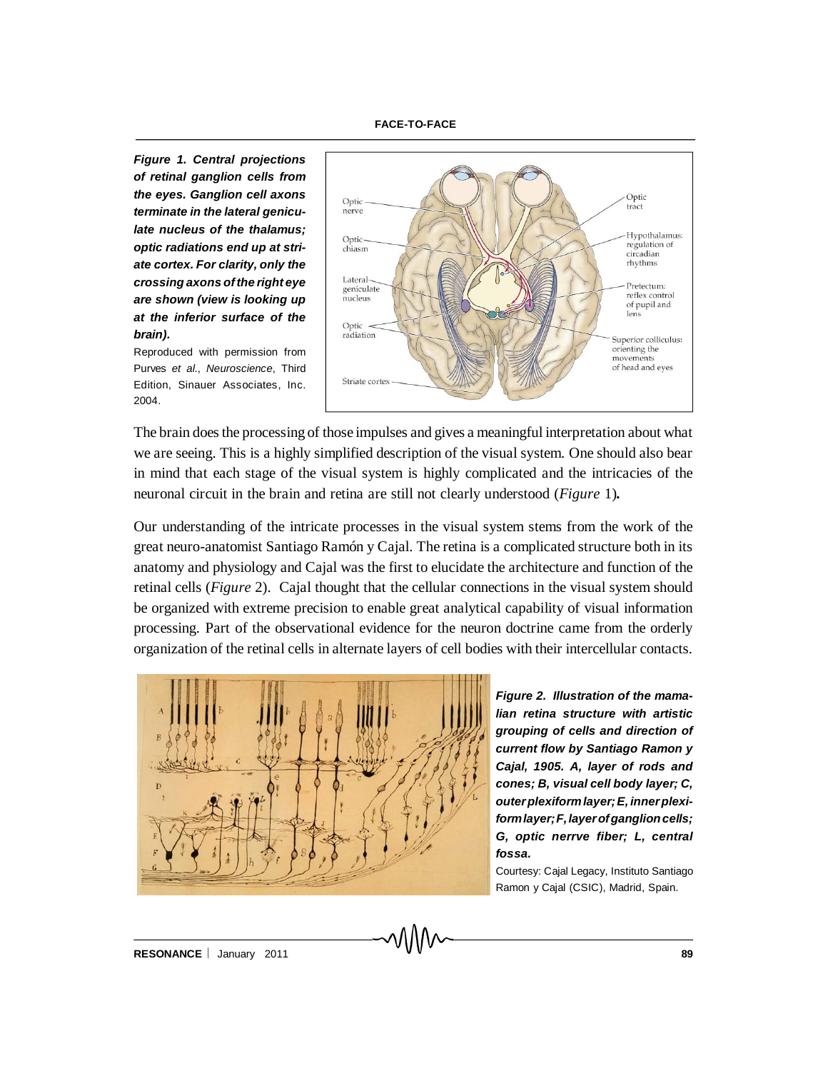*Figure 1. Central projections of retinal ganglion cells from the eyes. Ganglion cell axons terminate in the lateral geniculate nucleus of the thalamus; optic radiations end up at striate cortex. For clarity, only the crossing axons of the right eye are shown (view is looking up at the inferior surface of the brain).*

Reproduced with permission from Purves *et al.*, *Neuroscience*, Third Edition, Sinauer Associates, Inc. 2004.

The brain does the processing of those impulses and gives a meaningful interpretation about what we are seeing. This is a highly simplified description of the visual system. One should also bear in mind that each stage of the visual system is highly complicated and the intricacies of the neuronal circuit in the brain and retina are still not clearly understood (*Figure* 1)**.**

Our understanding of the intricate processes in the visual system stems from the work of the great neuro-anatomist Santiago Ramón y Cajal. The retina is a complicated structure both in its anatomy and physiology and Cajal was the first to elucidate the architecture and function of the retinal cells (*Figure* 2). Cajal thought that the cellular connections in the visual system should be organized with extreme precision to enable great analytical capability of visual information processing. Part of the observational evidence for the neuron doctrine came from the orderly organization of the retinal cells in alternate layers of cell bodies with their intercellular contacts.

*Figure 2. Illustration of the mamalian retina structure with artistic grouping of cells and direction of current flow by Santiago Ramon y Cajal, 1905. A, layer of rods and cones; B, visual cell body layer; C, outer plexiform layer; E, inner plexiform layer; F, layer of ganglion cells; G, optic nerrve fiber; L, central fossa.*

Courtesy: Cajal Legacy, Instituto Santiago Ramon y Cajal (CSIC), Madrid, Spain.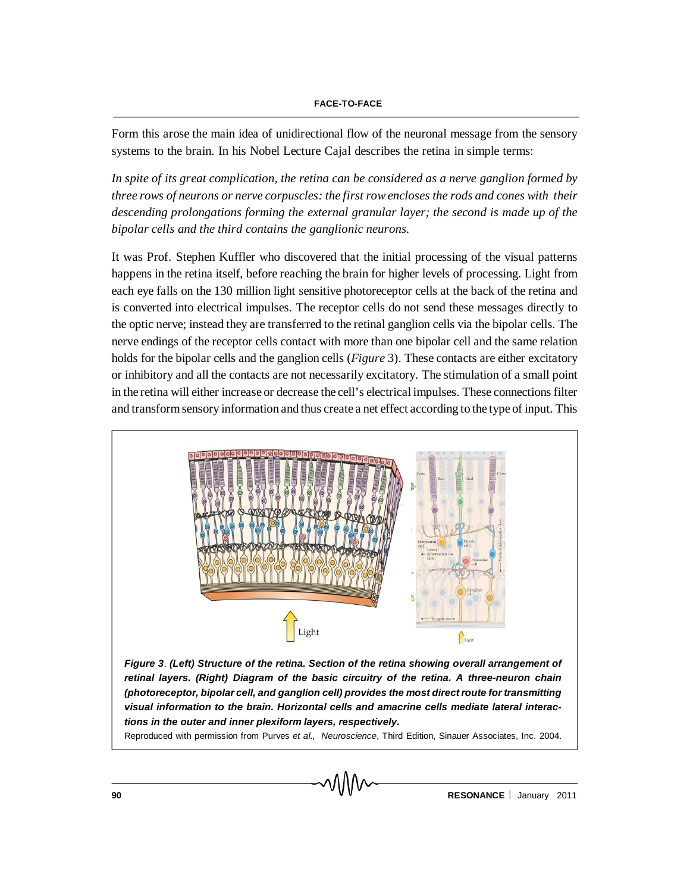Form this arose the main idea of unidirectional flow of the neuronal message from the sensory systems to the brain. In his Nobel Lecture Cajal describes the retina in simple terms:

*In spite of its great complication, the retina can be considered as a nerve ganglion formed by three rows of neurons or nerve corpuscles: the first row encloses the rods and cones with their descending prolongations forming the external granular layer; the second is made up of the bipolar cells and the third contains the ganglionic neurons.*

It was Prof. Stephen Kuffler who discovered that the initial processing of the visual patterns happens in the retina itself, before reaching the brain for higher levels of processing. Light from each eye falls on the 130 million light sensitive photoreceptor cells at the back of the retina and is converted into electrical impulses. The receptor cells do not send these messages directly to the optic nerve; instead they are transferred to the retinal ganglion cells via the bipolar cells. The nerve endings of the receptor cells contact with more than one bipolar cell and the same relation holds for the bipolar cells and the ganglion cells (*Figure* 3). These contacts are either excitatory or inhibitory and all the contacts are not necessarily excitatory. The stimulation of a small point in the retina will either increase or decrease the cell's electrical impulses. These connections filter and transform sensory information and thus create a net effect according to the type of input. This

***Figure 3*. *(Left) Structure of the retina. Section of the retina showing overall arrangement of retinal layers. (Right) Diagram of the basic circuitry of the retina. A three-neuron chain (photoreceptor, bipolar cell, and ganglion cell) provides the most direct route for transmitting visual information to the brain. Horizontal cells and amacrine cells mediate lateral interactions in the outer and inner plexiform layers, respectively.***

Reproduced with permission from Purves *et al.*, *Neuroscience*, Third Edition, Sinauer Associates, Inc. 2004.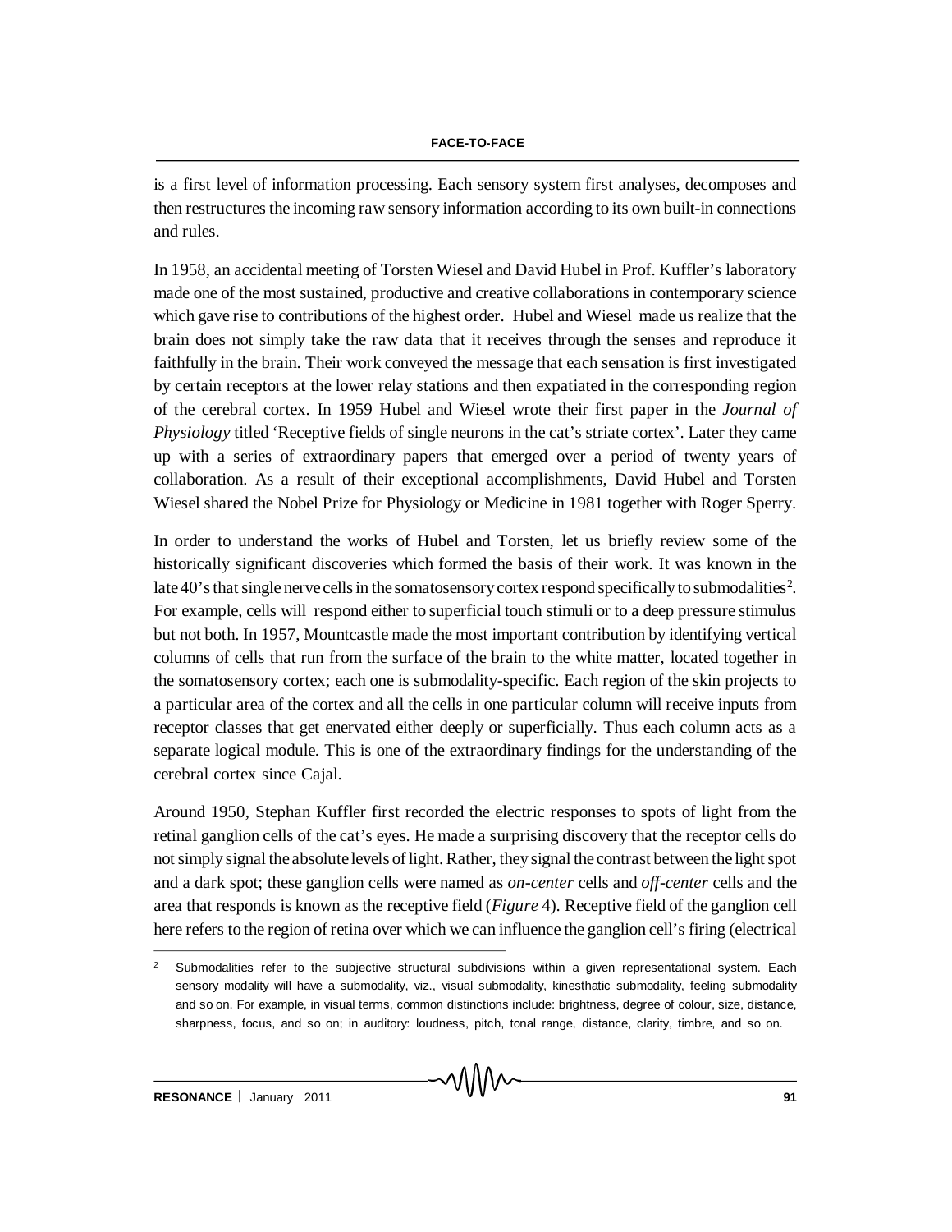is a first level of information processing. Each sensory system first analyses, decomposes and then restructures the incoming raw sensory information according to its own built-in connections and rules.

In 1958, an accidental meeting of Torsten Wiesel and David Hubel in Prof. Kuffler's laboratory made one of the most sustained, productive and creative collaborations in contemporary science which gave rise to contributions of the highest order. Hubel and Wiesel made us realize that the brain does not simply take the raw data that it receives through the senses and reproduce it faithfully in the brain. Their work conveyed the message that each sensation is first investigated by certain receptors at the lower relay stations and then expatiated in the corresponding region of the cerebral cortex. In 1959 Hubel and Wiesel wrote their first paper in the *Journal of Physiology* titled 'Receptive fields of single neurons in the cat's striate cortex'. Later they came up with a series of extraordinary papers that emerged over a period of twenty years of collaboration. As a result of their exceptional accomplishments, David Hubel and Torsten Wiesel shared the Nobel Prize for Physiology or Medicine in 1981 together with Roger Sperry.

In order to understand the works of Hubel and Torsten, let us briefly review some of the historically significant discoveries which formed the basis of their work. It was known in the late 40's that single nerve cells in the somatosensory cortex respond specifically to submodalities[2]. For example, cells will respond either to superficial touch stimuli or to a deep pressure stimulus but not both. In 1957, Mountcastle made the most important contribution by identifying vertical columns of cells that run from the surface of the brain to the white matter, located together in the somatosensory cortex; each one is submodality-specific. Each region of the skin projects to a particular area of the cortex and all the cells in one particular column will receive inputs from receptor classes that get enervated either deeply or superficially. Thus each column acts as a separate logical module. This is one of the extraordinary findings for the understanding of the cerebral cortex since Cajal.

Around 1950, Stephan Kuffler first recorded the electric responses to spots of light from the retinal ganglion cells of the cat's eyes. He made a surprising discovery that the receptor cells do not simply signal the absolute levels of light. Rather, they signal the contrast between the light spot and a dark spot; these ganglion cells were named as *on-center* cells and *off-center* cells and the area that responds is known as the receptive field (*Figure* 4). Receptive field of the ganglion cell here refers to the region of retina over which we can influence the ganglion cell's firing (electrical

---

[2] Submodalities refer to the subjective structural subdivisions within a given representational system. Each sensory modality will have a submodality, viz., visual submodality, kinesthatic submodality, feeling submodality and so on. For example, in visual terms, common distinctions include: brightness, degree of colour, size, distance, sharpness, focus, and so on; in auditory: loudness, pitch, tonal range, distance, clarity, timbre, and so on.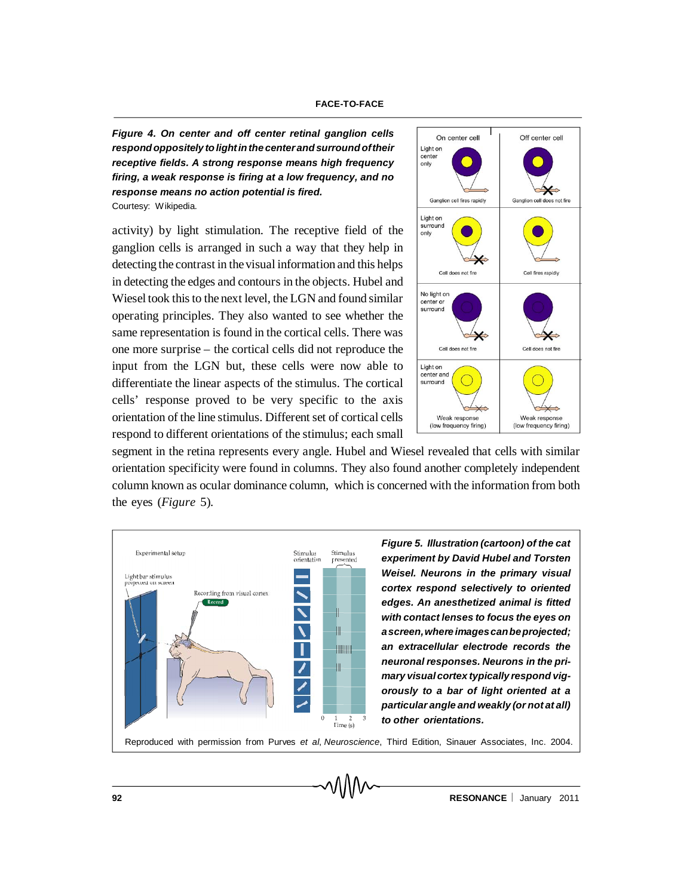***Figure 4. On center and off center retinal ganglion cells respond oppositely to light in the center and surround of their receptive fields. A strong response means high frequency firing, a weak response is firing at a low frequency, and no response means no action potential is fired.***

Courtesy: Wikipedia.

On center cell

Off center cell

Light on center only

Ganglion cell fires rapidly

Ganglion cell does not fire

Light on surround only

Cell does not fire

Cell fires rapidly

No light on center or surround

Cell does not fire

Cell does not fire

Light on center and surround

Weak response (low frequency firing)

Weak response (low frequency firing)

activity) by light stimulation. The receptive field of the ganglion cells is arranged in such a way that they help in detecting the contrast in the visual information and this helps in detecting the edges and contours in the objects. Hubel and Wiesel took this to the next level, the LGN and found similar operating principles. They also wanted to see whether the same representation is found in the cortical cells. There was one more surprise – the cortical cells did not reproduce the input from the LGN but, these cells were now able to differentiate the linear aspects of the stimulus. The cortical cells' response proved to be very specific to the axis orientation of the line stimulus. Different set of cortical cells respond to different orientations of the stimulus; each small segment in the retina represents every angle. Hubel and Wiesel revealed that cells with similar orientation specificity were found in columns. They also found another completely independent column known as ocular dominance column, which is concerned with the information from both the eyes (*Figure* 5).

Experimental setup

Light bar stimulus projected on screen

Recording from visual cortex

Record

Stimulus orientation

Stimulus presented

0 1 2 3

Time (s)

***Figure 5. Illustration (cartoon) of the cat experiment by David Hubel and Torsten Weisel. Neurons in the primary visual cortex respond selectively to oriented edges. An anesthetized animal is fitted with contact lenses to focus the eyes on a screen, where images can be projected; an extracellular electrode records the neuronal responses. Neurons in the primary visual cortex typically respond vigorously to a bar of light oriented at a particular angle and weakly (or not at all) to other orientations.***

Reproduced with permission from Purves *et al*, *Neuroscience*, Third Edition, Sinauer Associates, Inc. 2004.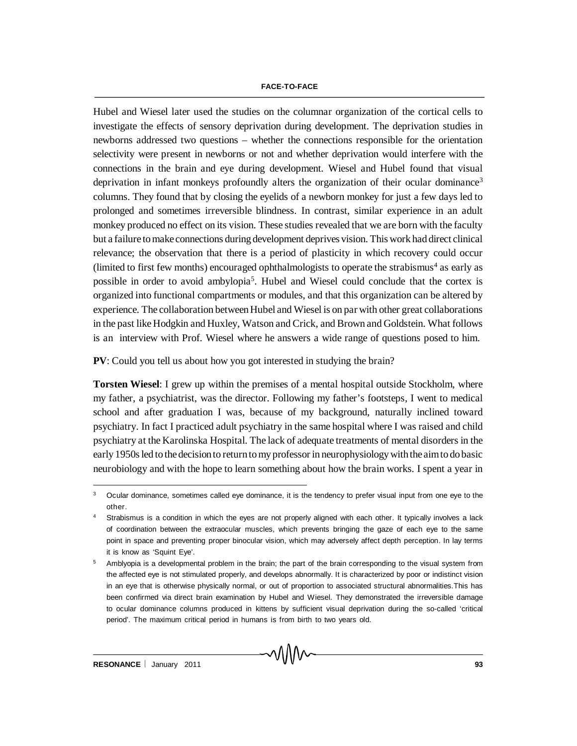Hubel and Wiesel later used the studies on the columnar organization of the cortical cells to investigate the effects of sensory deprivation during development. The deprivation studies in newborns addressed two questions – whether the connections responsible for the orientation selectivity were present in newborns or not and whether deprivation would interfere with the connections in the brain and eye during development. Wiesel and Hubel found that visual deprivation in infant monkeys profoundly alters the organization of their ocular dominance[3] columns. They found that by closing the eyelids of a newborn monkey for just a few days led to prolonged and sometimes irreversible blindness. In contrast, similar experience in an adult monkey produced no effect on its vision. These studies revealed that we are born with the faculty but a failure to make connections during development deprives vision. This work had direct clinical relevance; the observation that there is a period of plasticity in which recovery could occur (limited to first few months) encouraged ophthalmologists to operate the strabismus[4] as early as possible in order to avoid ambylopia[5]. Hubel and Wiesel could conclude that the cortex is organized into functional compartments or modules, and that this organization can be altered by experience. The collaboration between Hubel and Wiesel is on par with other great collaborations in the past like Hodgkin and Huxley, Watson and Crick, and Brown and Goldstein. What follows is an interview with Prof. Wiesel where he answers a wide range of questions posed to him.

**PV**: Could you tell us about how you got interested in studying the brain?

**Torsten Wiesel**: I grew up within the premises of a mental hospital outside Stockholm, where my father, a psychiatrist, was the director. Following my father's footsteps, I went to medical school and after graduation I was, because of my background, naturally inclined toward psychiatry. In fact I practiced adult psychiatry in the same hospital where I was raised and child psychiatry at the Karolinska Hospital. The lack of adequate treatments of mental disorders in the early 1950s led to the decision to return to my professor in neurophysiology with the aim to do basic neurobiology and with the hope to learn something about how the brain works. I spent a year in

---

[3] Ocular dominance, sometimes called eye dominance, it is the tendency to prefer visual input from one eye to the other.

[4] Strabismus is a condition in which the eyes are not properly aligned with each other. It typically involves a lack of coordination between the extraocular muscles, which prevents bringing the gaze of each eye to the same point in space and preventing proper binocular vision, which may adversely affect depth perception. In lay terms it is know as 'Squint Eye'.

[5] Amblyopia is a developmental problem in the brain; the part of the brain corresponding to the visual system from the affected eye is not stimulated properly, and develops abnormally. It is characterized by poor or indistinct vision in an eye that is otherwise physically normal, or out of proportion to associated structural abnormalities.This has been confirmed via direct brain examination by Hubel and Wiesel. They demonstrated the irreversible damage to ocular dominance columns produced in kittens by sufficient visual deprivation during the so-called 'critical period'. The maximum critical period in humans is from birth to two years old.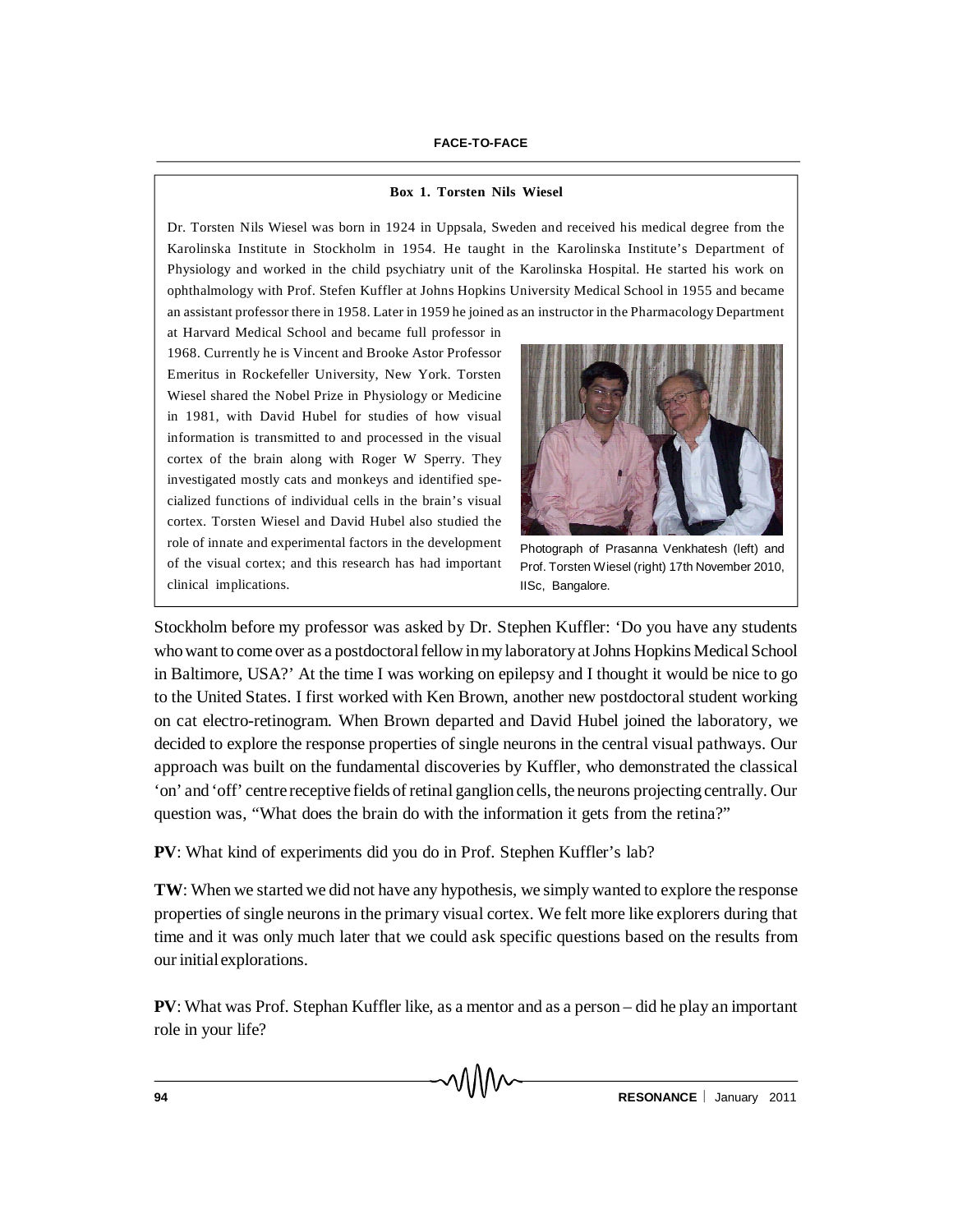### Box 1. Torsten Nils Wiesel

Dr. Torsten Nils Wiesel was born in 1924 in Uppsala, Sweden and received his medical degree from the Karolinska Institute in Stockholm in 1954. He taught in the Karolinska Institute's Department of Physiology and worked in the child psychiatry unit of the Karolinska Hospital. He started his work on ophthalmology with Prof. Stefen Kuffler at Johns Hopkins University Medical School in 1955 and became an assistant professor there in 1958. Later in 1959 he joined as an instructor in the Pharmacology Department at Harvard Medical School and became full professor in 1968. Currently he is Vincent and Brooke Astor Professor Emeritus in Rockefeller University, New York. Torsten Wiesel shared the Nobel Prize in Physiology or Medicine in 1981, with David Hubel for studies of how visual information is transmitted to and processed in the visual cortex of the brain along with Roger W Sperry. They investigated mostly cats and monkeys and identified specialized functions of individual cells in the brain's visual cortex. Torsten Wiesel and David Hubel also studied the role of innate and experimental factors in the development of the visual cortex; and this research has had important clinical implications.

Photograph of Prasanna Venkhatesh (left) and Prof. Torsten Wiesel (right) 17th November 2010, IISc, Bangalore.

Stockholm before my professor was asked by Dr. Stephen Kuffler: 'Do you have any students who want to come over as a postdoctoral fellow in my laboratory at Johns Hopkins Medical School in Baltimore, USA?' At the time I was working on epilepsy and I thought it would be nice to go to the United States. I first worked with Ken Brown, another new postdoctoral student working on cat electro-retinogram. When Brown departed and David Hubel joined the laboratory, we decided to explore the response properties of single neurons in the central visual pathways. Our approach was built on the fundamental discoveries by Kuffler, who demonstrated the classical 'on' and 'off' centre receptive fields of retinal ganglion cells, the neurons projecting centrally. Our question was, "What does the brain do with the information it gets from the retina?"

**PV**: What kind of experiments did you do in Prof. Stephen Kuffler's lab?

**TW**: When we started we did not have any hypothesis, we simply wanted to explore the response properties of single neurons in the primary visual cortex. We felt more like explorers during that time and it was only much later that we could ask specific questions based on the results from our initial explorations.

**PV**: What was Prof. Stephan Kuffler like, as a mentor and as a person – did he play an important role in your life?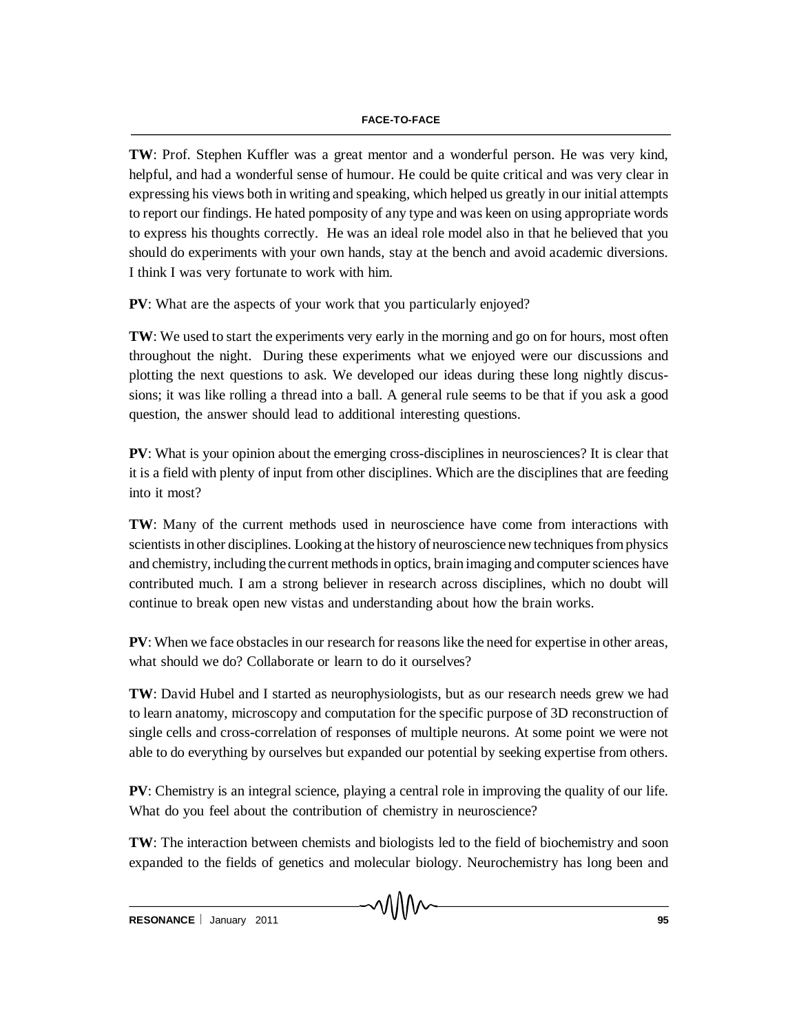**TW**: Prof. Stephen Kuffler was a great mentor and a wonderful person. He was very kind, helpful, and had a wonderful sense of humour. He could be quite critical and was very clear in expressing his views both in writing and speaking, which helped us greatly in our initial attempts to report our findings. He hated pomposity of any type and was keen on using appropriate words to express his thoughts correctly. He was an ideal role model also in that he believed that you should do experiments with your own hands, stay at the bench and avoid academic diversions. I think I was very fortunate to work with him.

**PV**: What are the aspects of your work that you particularly enjoyed?

**TW**: We used to start the experiments very early in the morning and go on for hours, most often throughout the night. During these experiments what we enjoyed were our discussions and plotting the next questions to ask. We developed our ideas during these long nightly discussions; it was like rolling a thread into a ball. A general rule seems to be that if you ask a good question, the answer should lead to additional interesting questions.

**PV**: What is your opinion about the emerging cross-disciplines in neurosciences? It is clear that it is a field with plenty of input from other disciplines. Which are the disciplines that are feeding into it most?

**TW**: Many of the current methods used in neuroscience have come from interactions with scientists in other disciplines. Looking at the history of neuroscience new techniques from physics and chemistry, including the current methods in optics, brain imaging and computer sciences have contributed much. I am a strong believer in research across disciplines, which no doubt will continue to break open new vistas and understanding about how the brain works.

**PV**: When we face obstacles in our research for reasons like the need for expertise in other areas, what should we do? Collaborate or learn to do it ourselves?

**TW**: David Hubel and I started as neurophysiologists, but as our research needs grew we had to learn anatomy, microscopy and computation for the specific purpose of 3D reconstruction of single cells and cross-correlation of responses of multiple neurons. At some point we were not able to do everything by ourselves but expanded our potential by seeking expertise from others.

**PV**: Chemistry is an integral science, playing a central role in improving the quality of our life. What do you feel about the contribution of chemistry in neuroscience?

**TW**: The interaction between chemists and biologists led to the field of biochemistry and soon expanded to the fields of genetics and molecular biology. Neurochemistry has long been and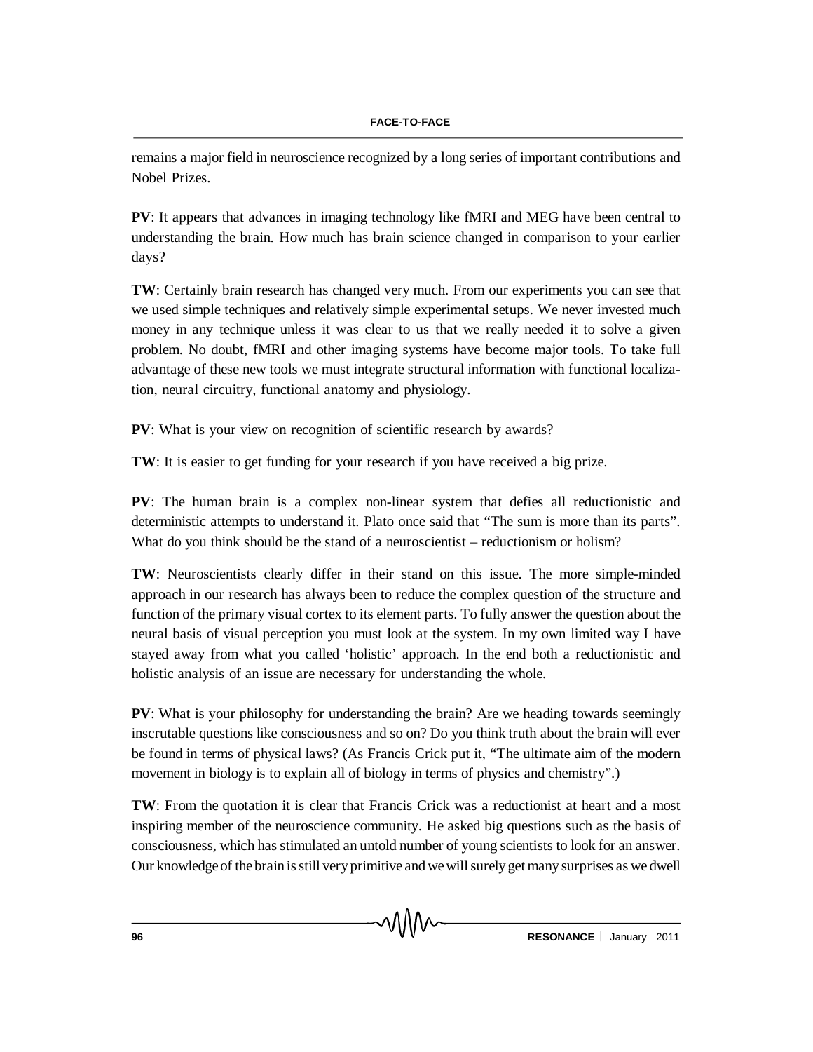remains a major field in neuroscience recognized by a long series of important contributions and Nobel Prizes.

**PV**: It appears that advances in imaging technology like fMRI and MEG have been central to understanding the brain. How much has brain science changed in comparison to your earlier days?

**TW**: Certainly brain research has changed very much. From our experiments you can see that we used simple techniques and relatively simple experimental setups. We never invested much money in any technique unless it was clear to us that we really needed it to solve a given problem. No doubt, fMRI and other imaging systems have become major tools. To take full advantage of these new tools we must integrate structural information with functional localization, neural circuitry, functional anatomy and physiology.

**PV**: What is your view on recognition of scientific research by awards?

**TW**: It is easier to get funding for your research if you have received a big prize.

**PV**: The human brain is a complex non-linear system that defies all reductionistic and deterministic attempts to understand it. Plato once said that "The sum is more than its parts". What do you think should be the stand of a neuroscientist – reductionism or holism?

**TW**: Neuroscientists clearly differ in their stand on this issue. The more simple-minded approach in our research has always been to reduce the complex question of the structure and function of the primary visual cortex to its element parts. To fully answer the question about the neural basis of visual perception you must look at the system. In my own limited way I have stayed away from what you called 'holistic' approach. In the end both a reductionistic and holistic analysis of an issue are necessary for understanding the whole.

**PV**: What is your philosophy for understanding the brain? Are we heading towards seemingly inscrutable questions like consciousness and so on? Do you think truth about the brain will ever be found in terms of physical laws? (As Francis Crick put it, "The ultimate aim of the modern movement in biology is to explain all of biology in terms of physics and chemistry".)

**TW**: From the quotation it is clear that Francis Crick was a reductionist at heart and a most inspiring member of the neuroscience community. He asked big questions such as the basis of consciousness, which has stimulated an untold number of young scientists to look for an answer. Our knowledge of the brain is still very primitive and we will surely get many surprises as we dwell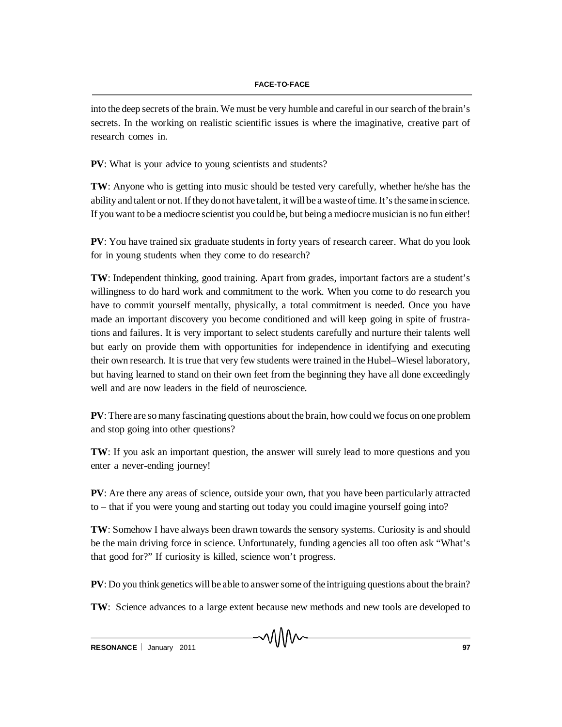into the deep secrets of the brain. We must be very humble and careful in our search of the brain's secrets. In the working on realistic scientific issues is where the imaginative, creative part of research comes in.

**PV**: What is your advice to young scientists and students?

**TW**: Anyone who is getting into music should be tested very carefully, whether he/she has the ability and talent or not. If they do not have talent, it will be a waste of time. It's the same in science. If you want to be a mediocre scientist you could be, but being a mediocre musician is no fun either!

**PV**: You have trained six graduate students in forty years of research career. What do you look for in young students when they come to do research?

**TW**: Independent thinking, good training. Apart from grades, important factors are a student's willingness to do hard work and commitment to the work. When you come to do research you have to commit yourself mentally, physically, a total commitment is needed. Once you have made an important discovery you become conditioned and will keep going in spite of frustrations and failures. It is very important to select students carefully and nurture their talents well but early on provide them with opportunities for independence in identifying and executing their own research. It is true that very few students were trained in the Hubel–Wiesel laboratory, but having learned to stand on their own feet from the beginning they have all done exceedingly well and are now leaders in the field of neuroscience.

**PV**: There are so many fascinating questions about the brain, how could we focus on one problem and stop going into other questions?

**TW**: If you ask an important question, the answer will surely lead to more questions and you enter a never-ending journey!

**PV**: Are there any areas of science, outside your own, that you have been particularly attracted to – that if you were young and starting out today you could imagine yourself going into?

**TW**: Somehow I have always been drawn towards the sensory systems. Curiosity is and should be the main driving force in science. Unfortunately, funding agencies all too often ask "What's that good for?" If curiosity is killed, science won't progress.

**PV**: Do you think genetics will be able to answer some of the intriguing questions about the brain?

**TW**: Science advances to a large extent because new methods and new tools are developed to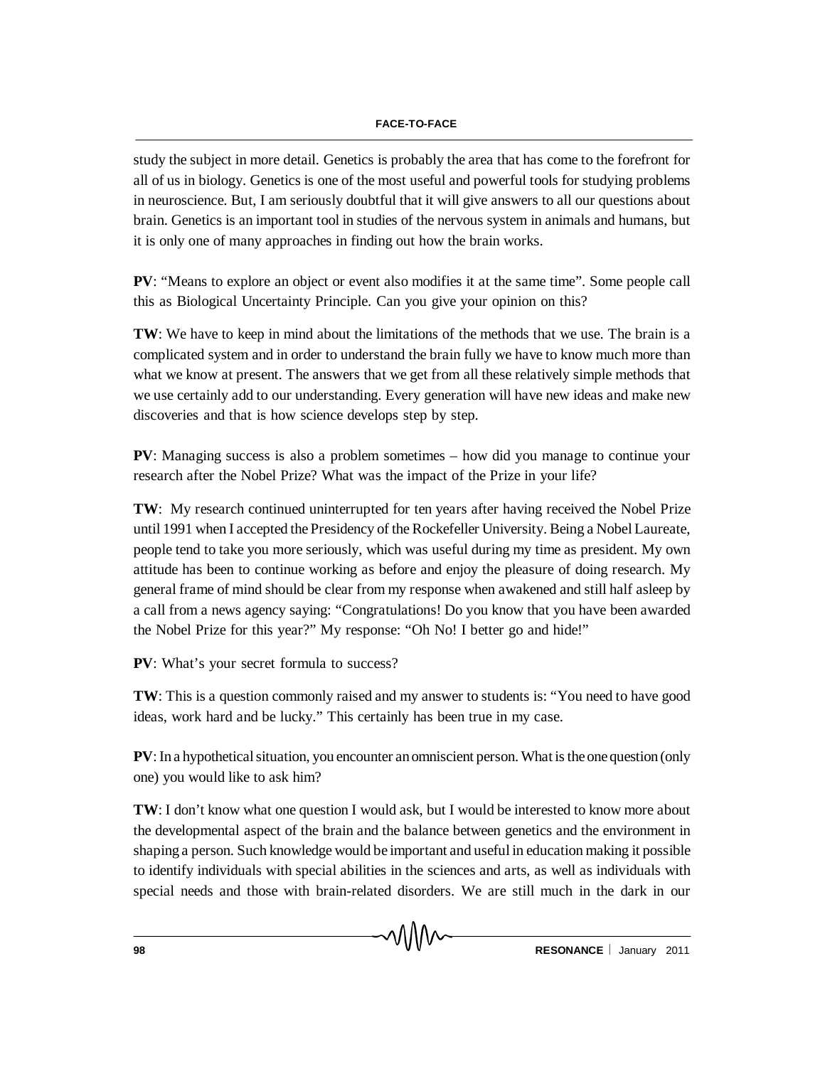study the subject in more detail. Genetics is probably the area that has come to the forefront for all of us in biology. Genetics is one of the most useful and powerful tools for studying problems in neuroscience. But, I am seriously doubtful that it will give answers to all our questions about brain. Genetics is an important tool in studies of the nervous system in animals and humans, but it is only one of many approaches in finding out how the brain works.

**PV**: "Means to explore an object or event also modifies it at the same time". Some people call this as Biological Uncertainty Principle. Can you give your opinion on this?

**TW**: We have to keep in mind about the limitations of the methods that we use. The brain is a complicated system and in order to understand the brain fully we have to know much more than what we know at present. The answers that we get from all these relatively simple methods that we use certainly add to our understanding. Every generation will have new ideas and make new discoveries and that is how science develops step by step.

**PV**: Managing success is also a problem sometimes – how did you manage to continue your research after the Nobel Prize? What was the impact of the Prize in your life?

**TW**: My research continued uninterrupted for ten years after having received the Nobel Prize until 1991 when I accepted the Presidency of the Rockefeller University. Being a Nobel Laureate, people tend to take you more seriously, which was useful during my time as president. My own attitude has been to continue working as before and enjoy the pleasure of doing research. My general frame of mind should be clear from my response when awakened and still half asleep by a call from a news agency saying: "Congratulations! Do you know that you have been awarded the Nobel Prize for this year?" My response: "Oh No! I better go and hide!"

**PV**: What's your secret formula to success?

**TW**: This is a question commonly raised and my answer to students is: "You need to have good ideas, work hard and be lucky." This certainly has been true in my case.

**PV**: In a hypothetical situation, you encounter an omniscient person. What is the one question (only one) you would like to ask him?

**TW**: I don't know what one question I would ask, but I would be interested to know more about the developmental aspect of the brain and the balance between genetics and the environment in shaping a person. Such knowledge would be important and useful in education making it possible to identify individuals with special abilities in the sciences and arts, as well as individuals with special needs and those with brain-related disorders. We are still much in the dark in our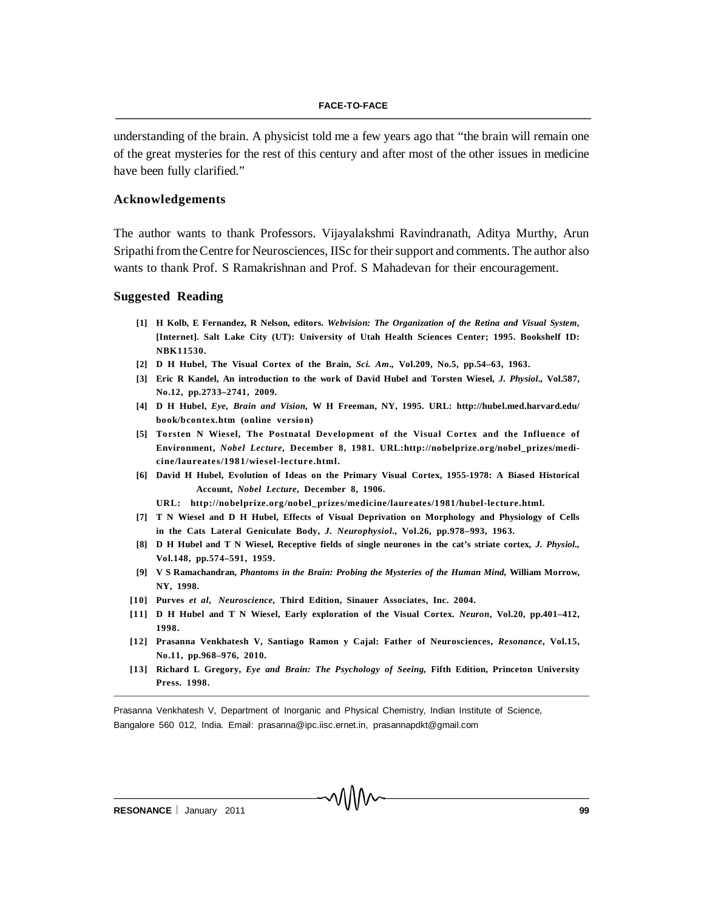understanding of the brain. A physicist told me a few years ago that "the brain will remain one of the great mysteries for the rest of this century and after most of the other issues in medicine have been fully clarified."

## Acknowledgements

The author wants to thank Professors. Vijayalakshmi Ravindranath, Aditya Murthy, Arun Sripathi from the Centre for Neurosciences, IISc for their support and comments. The author also wants to thank Prof. S Ramakrishnan and Prof. S Mahadevan for their encouragement.

## Suggested Reading

[1] H Kolb, E Fernandez, R Nelson, editors. *Webvision: The Organization of the Retina and Visual System*, [Internet]. Salt Lake City (UT): University of Utah Health Sciences Center; 1995. Bookshelf ID: NBK11530.

[2] D H Hubel, The Visual Cortex of the Brain, *Sci. Am*., Vol.209, No.5, pp.54–63, 1963.

[3] Eric R Kandel, An introduction to the work of David Hubel and Torsten Wiesel, *J. Physiol*., Vol.587, No.12, pp.2733–2741, 2009.

[4] D H Hubel, *Eye, Brain and Vision*, W H Freeman, NY, 1995. URL: http://hubel.med.harvard.edu/book/bcontex.htm (online version)

[5] Torsten N Wiesel, The Postnatal Development of the Visual Cortex and the Influence of Environment, *Nobel Lecture*, December 8, 1981. URL:http://nobelprize.org/nobel_prizes/medicine/laureates/1981/wiesel-lecture.html.

[6] David H Hubel, Evolution of Ideas on the Primary Visual Cortex, 1955-1978: A Biased Historical Account, *Nobel Lecture*, December 8, 1906.
URL: http://nobelprize.org/nobel_prizes/medicine/laureates/1981/hubel-lecture.html.

[7] T N Wiesel and D H Hubel, Effects of Visual Deprivation on Morphology and Physiology of Cells in the Cats Lateral Geniculate Body, *J. Neurophysiol*., Vol.26, pp.978–993, 1963.

[8] D H Hubel and T N Wiesel, Receptive fields of single neurones in the cat's striate cortex, *J. Physiol*., Vol.148, pp.574–591, 1959.

[9] V S Ramachandran, *Phantoms in the Brain: Probing the Mysteries of the Human Mind*, William Morrow, NY, 1998.

[10] Purves *et al*, *Neuroscience*, Third Edition, Sinauer Associates, Inc. 2004.

[11] D H Hubel and T N Wiesel, Early exploration of the Visual Cortex. *Neuron*, Vol.20, pp.401–412, 1998.

[12] Prasanna Venkhatesh V, Santiago Ramon y Cajal: Father of Neurosciences, *Resonance*, Vol.15, No.11, pp.968–976, 2010.

[13] Richard L Gregory, *Eye and Brain: The Psychology of Seeing*, Fifth Edition, Princeton University Press. 1998.

---

Prasanna Venkhatesh V, Department of Inorganic and Physical Chemistry, Indian Institute of Science, Bangalore 560 012, India. Email: prasanna@ipc.iisc.ernet.in, prasannapdkt@gmail.com